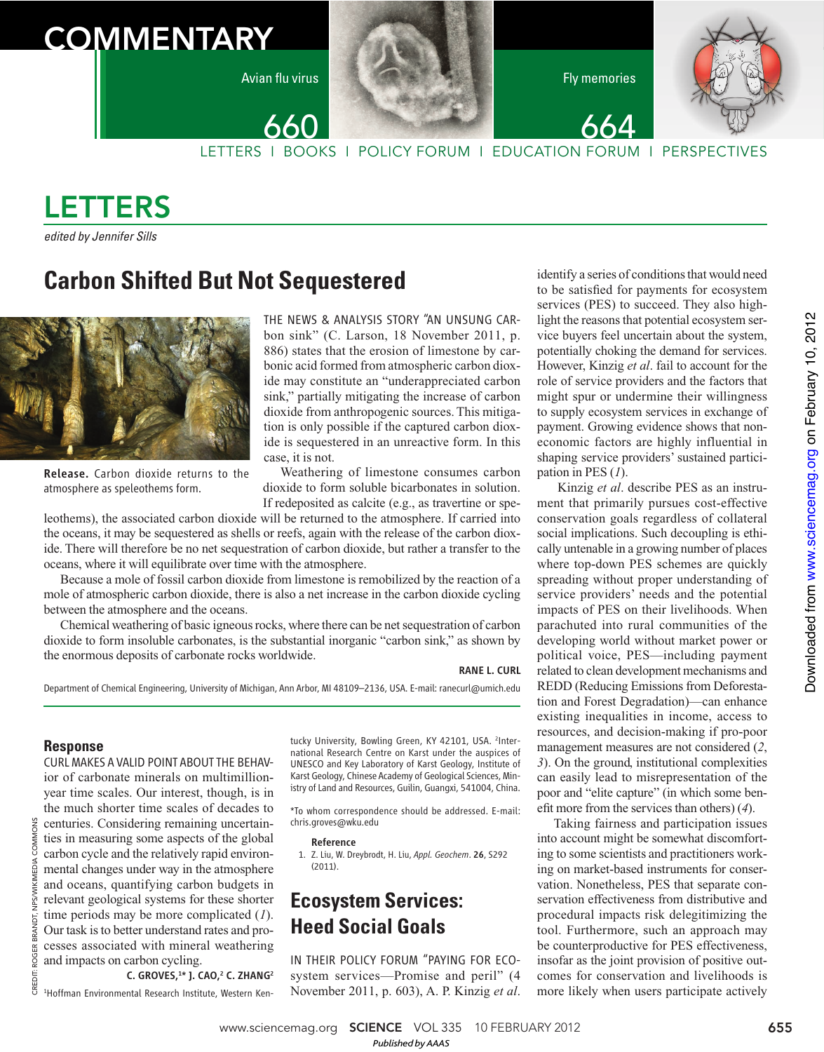# LETTERS

*edited by Jennifer Sills*

## Carbon Shifted But Not Sequestered

**Release.** Carbon dioxide returns to the atmosphere as speleothems form.

THE NEWS & ANALYSIS STORY "AN UNSUNG CARbon sink" (C. Larson, 18 November 2011, p. 886) states that the erosion of limestone by carbonic acid formed from atmospheric carbon dioxide may constitute an "underappreciated carbon sink," partially mitigating the increase of carbon dioxide from anthropogenic sources. This mitigation is only possible if the captured carbon dioxide is sequestered in an unreactive form. In this case, it is not.

Weathering of limestone consumes carbon dioxide to form soluble bicarbonates in solution. If redeposited as calcite (e.g., as travertine or speleothems), the associated carbon dioxide will be returned to the atmosphere. If carried into the oceans, it may be sequestered as shells or reefs, again with the release of the carbon dioxide. There will therefore be no net sequestration of carbon dioxide, but rather a transfer to the oceans, where it will equilibrate over time with the atmosphere.

Because a mole of fossil carbon dioxide from limestone is remobilized by the reaction of a mole of atmospheric carbon dioxide, there is also a net increase in the carbon dioxide cycling between the atmosphere and the oceans.

Chemical weathering of basic igneous rocks, where there can be net sequestration of carbon dioxide to form insoluble carbonates, is the substantial inorganic "carbon sink," as shown by the enormous deposits of carbonate rocks worldwide.

**RANE L. CURL**

Department of Chemical Engineering, University of Michigan, Ann Arbor, MI 48109–2136, USA. E-mail: ranecurl@umich.edu

### Response

CURL MAKES A VALID POINT ABOUT THE BEHAVior of carbonate minerals on multimillion-year time scales. Our interest, though, is in the much shorter time scales of decades to centuries. Considering remaining uncertainties in measuring some aspects of the global carbon cycle and the relatively rapid environmental changes under way in the atmosphere and oceans, quantifying carbon budgets in relevant geological systems for these shorter time periods may be more complicated (*1*). Our task is to better understand rates and processes associated with mineral weathering and impacts on carbon cycling.

**C. GROVES,[1]* J. CAO,[2] C. ZHANG[2]**

[1]Hoffman Environmental Research Institute, Western Kentucky University, Bowling Green, KY 42101, USA. [2]International Research Centre on Karst under the auspices of UNESCO and Key Laboratory of Karst Geology, Institute of Karst Geology, Chinese Academy of Geological Sciences, Ministry of Land and Resources, Guilin, Guangxi, 541004, China.

*To whom correspondence should be addressed. E-mail: chris.groves@wku.edu

**Reference**

1. Z. Liu, W. Dreybrodt, H. Liu, *Appl. Geochem*. **26**, S292 (2011).

## Ecosystem Services: Heed Social Goals

IN THEIR POLICY FORUM "PAYING FOR ECOsystem services—Promise and peril" (4 November 2011, p. 603), A. P. Kinzig *et al*. identify a series of conditions that would need to be satisfied for payments for ecosystem services (PES) to succeed. They also highlight the reasons that potential ecosystem service buyers feel uncertain about the system, potentially choking the demand for services. However, Kinzig *et al*. fail to account for the role of service providers and the factors that might spur or undermine their willingness to supply ecosystem services in exchange of payment. Growing evidence shows that noneconomic factors are highly influential in shaping service providers' sustained participation in PES (*1*).

Kinzig *et al*. describe PES as an instrument that primarily pursues cost-effective conservation goals regardless of collateral social implications. Such decoupling is ethically untenable in a growing number of places where top-down PES schemes are quickly spreading without proper understanding of service providers' needs and the potential impacts of PES on their livelihoods. When parachuted into rural communities of the developing world without market power or political voice, PES—including payment related to clean development mechanisms and REDD (Reducing Emissions from Deforestation and Forest Degradation)—can enhance existing inequalities in income, access to resources, and decision-making if pro-poor management measures are not considered (*2*, *3*). On the ground, institutional complexities can easily lead to misrepresentation of the poor and "elite capture" (in which some benefit more from the services than others) (*4*).

Taking fairness and participation issues into account might be somewhat discomforting to some scientists and practitioners working on market-based instruments for conservation. Nonetheless, PES that separate conservation effectiveness from distributive and procedural impacts risk delegitimizing the tool. Furthermore, such an approach may be counterproductive for PES effectiveness, insofar as the joint provision of positive outcomes for conservation and livelihoods is more likely when users participate actively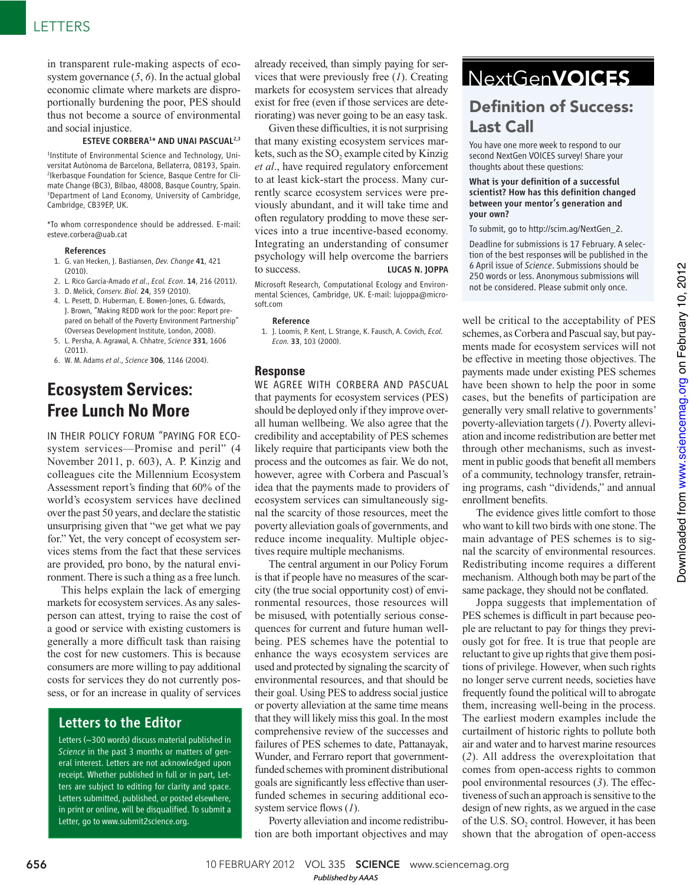in transparent rule-making aspects of ecosystem governance (*5*, *6*). In the actual global economic climate where markets are disproportionally burdening the poor, PES should thus not become a source of environmental and social injustice.

**ESTEVE CORBERA[1]\* AND UNAI PASCUAL[2,3]**

[1]Institute of Environmental Science and Technology, Universitat Autònoma de Barcelona, Bellaterra, 08193, Spain. [2]Ikerbasque Foundation for Science, Basque Centre for Climate Change (BC3), Bilbao, 48008, Basque Country, Spain. [3]Department of Land Economy, University of Cambridge, Cambridge, CB39EP, UK.

*To whom correspondence should be addressed. E-mail: esteve.corbera@uab.cat

**References**

1. G. van Hecken, J. Bastiansen, *Dev. Change* **41**, 421 (2010).
2. L. Rico García-Amado *et al*., *Ecol. Econ*. **14**, 216 (2011).
3. D. Melick, *Conserv. Biol*. **24**, 359 (2010).
4. L. Pesett, D. Huberman, H. Bowen-Jones, G. Edwards, J. Brown, "Making REDD work for the poor: Report prepared on behalf of the Poverty Environment Partnership" (Overseas Development Institute, London, 2008).
5. L. Persha, A. Agrawal, A. Chhatre, *Science* **331**, 1606 (2011).
6. W. M. Adams *et al*., *Science* **306**, 1146 (2004).

## Ecosystem Services: Free Lunch No More

IN THEIR POLICY FORUM "PAYING FOR ECOSYSTEM services—Promise and peril" (4 November 2011, p. 603), A. P. Kinzig and colleagues cite the Millennium Ecosystem Assessment report's finding that 60% of the world's ecosystem services have declined over the past 50 years, and declare the statistic unsurprising given that "we get what we pay for." Yet, the very concept of ecosystem services stems from the fact that these services are provided, pro bono, by the natural environment. There is such a thing as a free lunch.

This helps explain the lack of emerging markets for ecosystem services. As any salesperson can attest, trying to raise the cost of a good or service with existing customers is generally a more difficult task than raising the cost for new customers. This is because consumers are more willing to pay additional costs for services they do not currently possess, or for an increase in quality of services already received, than simply paying for services that were previously free (*1*). Creating markets for ecosystem services that already exist for free (even if those services are deteriorating) was never going to be an easy task.

Given these difficulties, it is not surprising that many existing ecosystem services markets, such as the $SO_2$ example cited by Kinzig *et al*., have required regulatory enforcement to at least kick-start the process. Many currently scarce ecosystem services were previously abundant, and it will take time and often regulatory prodding to move these services into a true incentive-based economy. Integrating an understanding of consumer psychology will help overcome the barriers to success.

**LUCAS N. JOPPA**

Microsoft Research, Computational Ecology and Environmental Sciences, Cambridge, UK. E-mail: lujoppa@microsoft.com

**Reference**

1. J. Loomis, P. Kent, L. Strange, K. Fausch, A. Covich, *Ecol. Econ*. **33**, 103 (2000).

### Response

WE AGREE WITH CORBERA AND PASCUAL that payments for ecosystem services (PES) should be deployed only if they improve overall human wellbeing. We also agree that the credibility and acceptability of PES schemes likely require that participants view both the process and the outcomes as fair. We do not, however, agree with Corbera and Pascual's idea that the payments made to providers of ecosystem services can simultaneously signal the scarcity of those resources, meet the poverty alleviation goals of governments, and reduce income inequality. Multiple objectives require multiple mechanisms.

The central argument in our Policy Forum is that if people have no measures of the scarcity (the true social opportunity cost) of environmental resources, those resources will be misused, with potentially serious consequences for current and future human wellbeing. PES schemes have the potential to enhance the ways ecosystem services are used and protected by signaling the scarcity of environmental resources, and that should be their goal. Using PES to address social justice or poverty alleviation at the same time means that they will likely miss this goal. In the most comprehensive review of the successes and failures of PES schemes to date, Pattanayak, Wunder, and Ferraro report that government-funded schemes with prominent distributional goals are significantly less effective than user-funded schemes in securing additional ecosystem service flows (*1*).

Poverty alleviation and income redistribution are both important objectives and may well be critical to the acceptability of PES schemes, as Corbera and Pascual say, but payments made for ecosystem services will not be effective in meeting those objectives. The payments made under existing PES schemes have been shown to help the poor in some cases, but the benefits of participation are generally very small relative to governments' poverty-alleviation targets (*1*). Poverty alleviation and income redistribution are better met through other mechanisms, such as investment in public goods that benefit all members of a community, technology transfer, retraining programs, cash "dividends," and annual enrollment benefits.

The evidence gives little comfort to those who want to kill two birds with one stone. The main advantage of PES schemes is to signal the scarcity of environmental resources. Redistributing income requires a different mechanism. Although both may be part of the same package, they should not be conflated.

Joppa suggests that implementation of PES schemes is difficult in part because people are reluctant to pay for things they previously got for free. It is true that people are reluctant to give up rights that give them positions of privilege. However, when such rights no longer serve current needs, societies have frequently found the political will to abrogate them, increasing well-being in the process. The earliest modern examples include the curtailment of historic rights to pollute both air and water and to harvest marine resources (*2*). All address the overexploitation that comes from open-access rights to common pool environmental resources (*3*). The effectiveness of such an approach is sensitive to the design of new rights, as we argued in the case of the U.S. $SO_2$ control. However, it has been shown that the abrogation of open-access

## NextGenVOICES

### Definition of Success: Last Call

You have one more week to respond to our second NextGen VOICES survey! Share your thoughts about these questions:

**What is your definition of a successful scientist? How has this definition changed between your mentor's generation and your own?**

To submit, go to http://scim.ag/NextGen_2.

Deadline for submissions is 17 February. A selection of the best responses will be published in the 6 April issue of *Science*. Submissions should be 250 words or less. Anonymous submissions will not be considered. Please submit only once.

### Letters to the Editor

Letters (~300 words) discuss material published in *Science* in the past 3 months or matters of general interest. Letters are not acknowledged upon receipt. Whether published in full or in part, Letters are subject to editing for clarity and space. Letters submitted, published, or posted elsewhere, in print or online, will be disqualified. To submit a Letter, go to www.submit2science.org.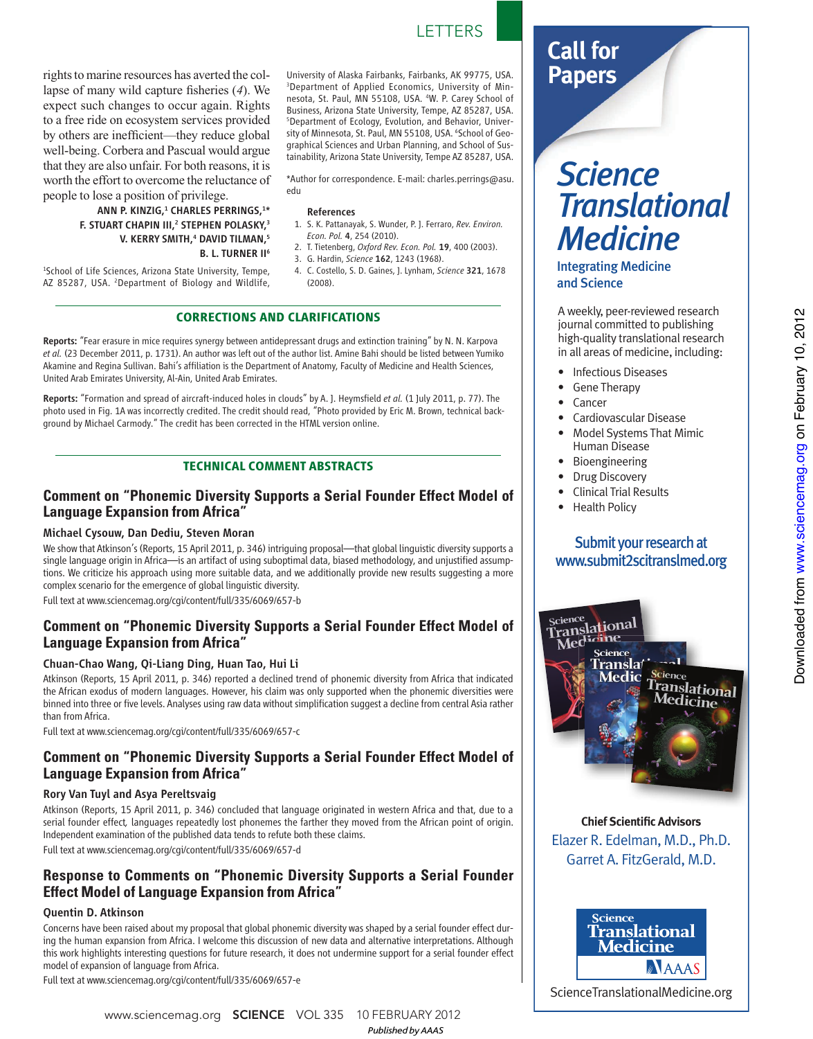rights to marine resources has averted the collapse of many wild capture fisheries (*4*). We expect such changes to occur again. Rights to a free ride on ecosystem services provided by others are inefficient—they reduce global well-being. Corbera and Pascual would argue that they are also unfair. For both reasons, it is worth the effort to overcome the reluctance of people to lose a position of privilege.

**ANN P. KINZIG,[1] CHARLES PERRINGS,[1]\* F. STUART CHAPIN III,[2] STEPHEN POLASKY,[3] V. KERRY SMITH,[4] DAVID TILMAN,[5] B. L. TURNER II[6]**

[1]School of Life Sciences, Arizona State University, Tempe, AZ 85287, USA. [2]Department of Biology and Wildlife, University of Alaska Fairbanks, Fairbanks, AK 99775, USA. [3]Department of Applied Economics, University of Minnesota, St. Paul, MN 55108, USA. [4]W. P. Carey School of Business, Arizona State University, Tempe, AZ 85287, USA. [5]Department of Ecology, Evolution, and Behavior, University of Minnesota, St. Paul, MN 55108, USA. [6]School of Geographical Sciences and Urban Planning, and School of Sustainability, Arizona State University, Tempe AZ 85287, USA.

\*Author for correspondence. E-mail: charles.perrings@asu.edu

**References**

1. S. K. Pattanayak, S. Wunder, P. J. Ferraro, *Rev. Environ. Econ. Pol.* **4**, 254 (2010).
2. T. Tietenberg, *Oxford Rev. Econ. Pol.* **19**, 400 (2003).
3. G. Hardin, *Science* **162**, 1243 (1968).
4. C. Costello, S. D. Gaines, J. Lynham, *Science* **321**, 1678 (2008).

## CORRECTIONS AND CLARIFICATIONS

**Reports:** "Fear erasure in mice requires synergy between antidepressant drugs and extinction training" by N. N. Karpova *et al.* (23 December 2011, p. 1731). An author was left out of the author list. Amine Bahi should be listed between Yumiko Akamine and Regina Sullivan. Bahi's affiliation is the Department of Anatomy, Faculty of Medicine and Health Sciences, United Arab Emirates University, Al-Ain, United Arab Emirates.

**Reports:** "Formation and spread of aircraft-induced holes in clouds" by A. J. Heymsfield *et al.* (1 July 2011, p. 77). The photo used in Fig. 1A was incorrectly credited. The credit should read, "Photo provided by Eric M. Brown, technical background by Michael Carmody." The credit has been corrected in the HTML version online.

## TECHNICAL COMMENT ABSTRACTS

### Comment on "Phonemic Diversity Supports a Serial Founder Effect Model of Language Expansion from Africa"

**Michael Cysouw, Dan Dediu, Steven Moran**

We show that Atkinson's (Reports, 15 April 2011, p. 346) intriguing proposal—that global linguistic diversity supports a single language origin in Africa—is an artifact of using suboptimal data, biased methodology, and unjustified assumptions. We criticize his approach using more suitable data, and we additionally provide new results suggesting a more complex scenario for the emergence of global linguistic diversity.

Full text at www.sciencemag.org/cgi/content/full/335/6069/657-b

### Comment on "Phonemic Diversity Supports a Serial Founder Effect Model of Language Expansion from Africa"

**Chuan-Chao Wang, Qi-Liang Ding, Huan Tao, Hui Li**

Atkinson (Reports, 15 April 2011, p. 346) reported a declined trend of phonemic diversity from Africa that indicated the African exodus of modern languages. However, his claim was only supported when the phonemic diversities were binned into three or five levels. Analyses using raw data without simplification suggest a decline from central Asia rather than from Africa.

Full text at www.sciencemag.org/cgi/content/full/335/6069/657-c

### Comment on "Phonemic Diversity Supports a Serial Founder Effect Model of Language Expansion from Africa"

**Rory Van Tuyl and Asya Pereltsvaig**

Atkinson (Reports, 15 April 2011, p. 346) concluded that language originated in western Africa and that, due to a serial founder effect, languages repeatedly lost phonemes the farther they moved from the African point of origin. Independent examination of the published data tends to refute both these claims.

Full text at www.sciencemag.org/cgi/content/full/335/6069/657-d

### Response to Comments on "Phonemic Diversity Supports a Serial Founder Effect Model of Language Expansion from Africa"

**Quentin D. Atkinson**

Concerns have been raised about my proposal that global phonemic diversity was shaped by a serial founder effect during the human expansion from Africa. I welcome this discussion of new data and alternative interpretations. Although this work highlights interesting questions for future research, it does not undermine support for a serial founder effect model of expansion of language from Africa.

Full text at www.sciencemag.org/cgi/content/full/335/6069/657-e

**Call for Papers**

**Science Translational Medicine**

Integrating Medicine and Science

A weekly, peer-reviewed research journal committed to publishing high-quality translational research in all areas of medicine, including:

- Infectious Diseases
- Gene Therapy
- Cancer
- Cardiovascular Disease
- Model Systems That Mimic Human Disease
- Bioengineering
- Drug Discovery
- Clinical Trial Results
- Health Policy

**Submit your research at www.submit2scitranslmed.org**

**Chief Scientific Advisors**

Elazer R. Edelman, M.D., Ph.D.
Garret A. FitzGerald, M.D.

ScienceTranslationalMedicine.org